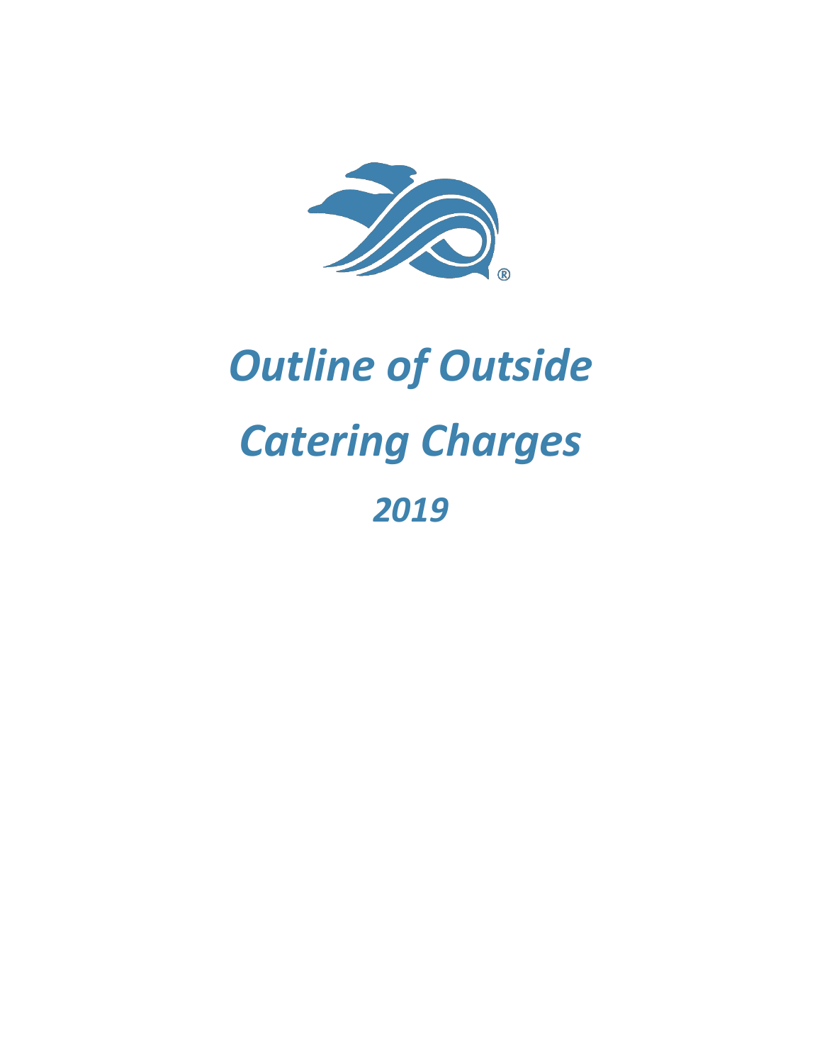# *Outline of Outside Catering Charges*

## *2019*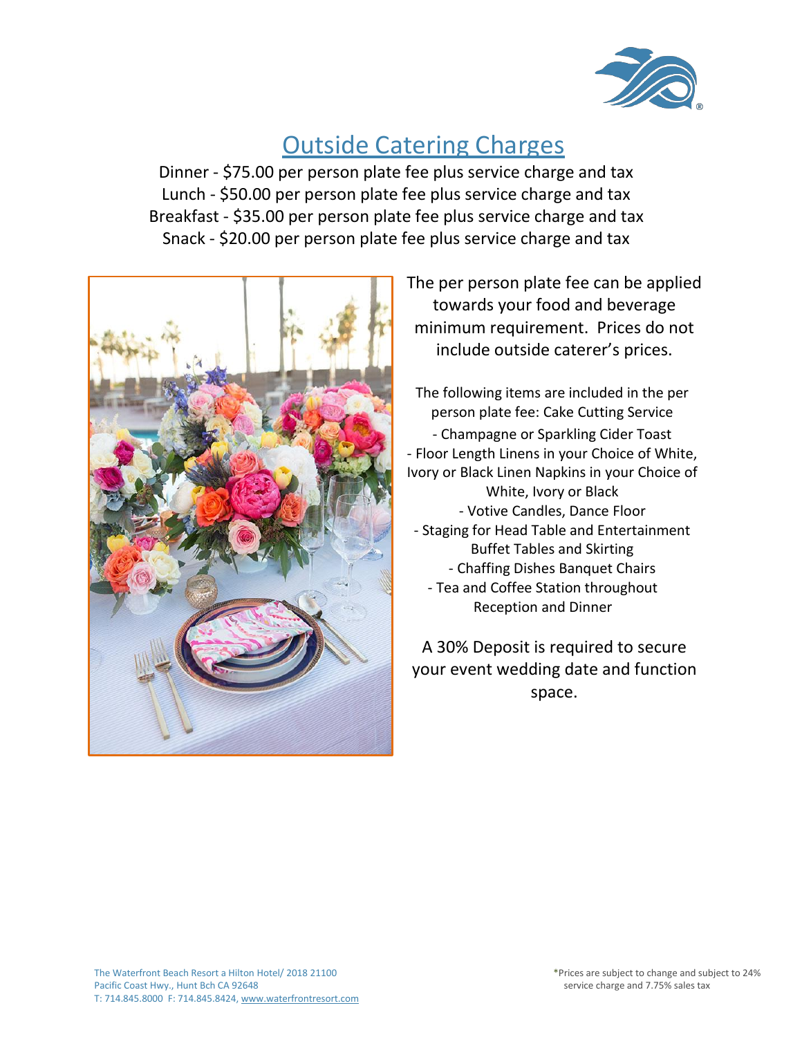# Outside Catering Charges

Dinner - $75.00 per person plate fee plus service charge and tax
Lunch - $50.00 per person plate fee plus service charge and tax
Breakfast - $35.00 per person plate fee plus service charge and tax
Snack - $20.00 per person plate fee plus service charge and tax

The per person plate fee can be applied towards your food and beverage minimum requirement. Prices do not include outside caterer's prices.

The following items are included in the per person plate fee: Cake Cutting Service

- Champagne or Sparkling Cider Toast
- Floor Length Linens in your Choice of White, Ivory or Black Linen Napkins in your Choice of White, Ivory or Black
- Votive Candles, Dance Floor
- Staging for Head Table and Entertainment Buffet Tables and Skirting
- Chaffing Dishes Banquet Chairs
- Tea and Coffee Station throughout Reception and Dinner

A 30% Deposit is required to secure your event wedding date and function space.

The Waterfront Beach Resort a Hilton Hotel/ 2018 21100 Pacific Coast Hwy., Hunt Bch CA 92648
T: 714.845.8000 F: 714.845.8424, www.waterfrontresort.com

*Prices are subject to change and subject to 24% service charge and 7.75% sales tax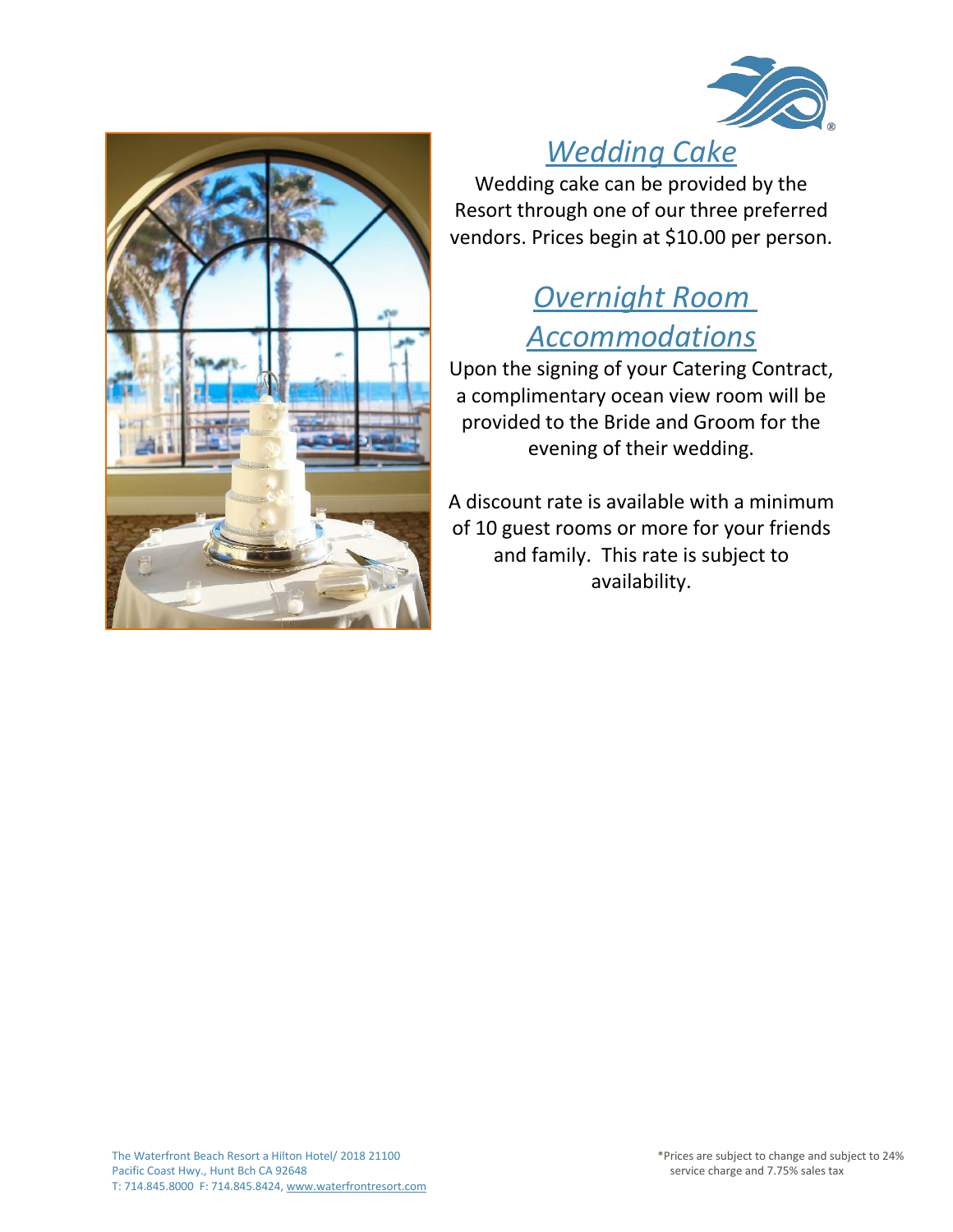## *Wedding Cake*

Wedding cake can be provided by the Resort through one of our three preferred vendors. Prices begin at $10.00 per person.

## *Overnight Room Accommodations*

Upon the signing of your Catering Contract, a complimentary ocean view room will be provided to the Bride and Groom for the evening of their wedding.

A discount rate is available with a minimum of 10 guest rooms or more for your friends and family. This rate is subject to availability.

The Waterfront Beach Resort a Hilton Hotel/ 2018 21100 Pacific Coast Hwy., Hunt Bch CA 92648
T: 714.845.8000 F: 714.845.8424, www.waterfrontresort.com

*Prices are subject to change and subject to 24% service charge and 7.75% sales tax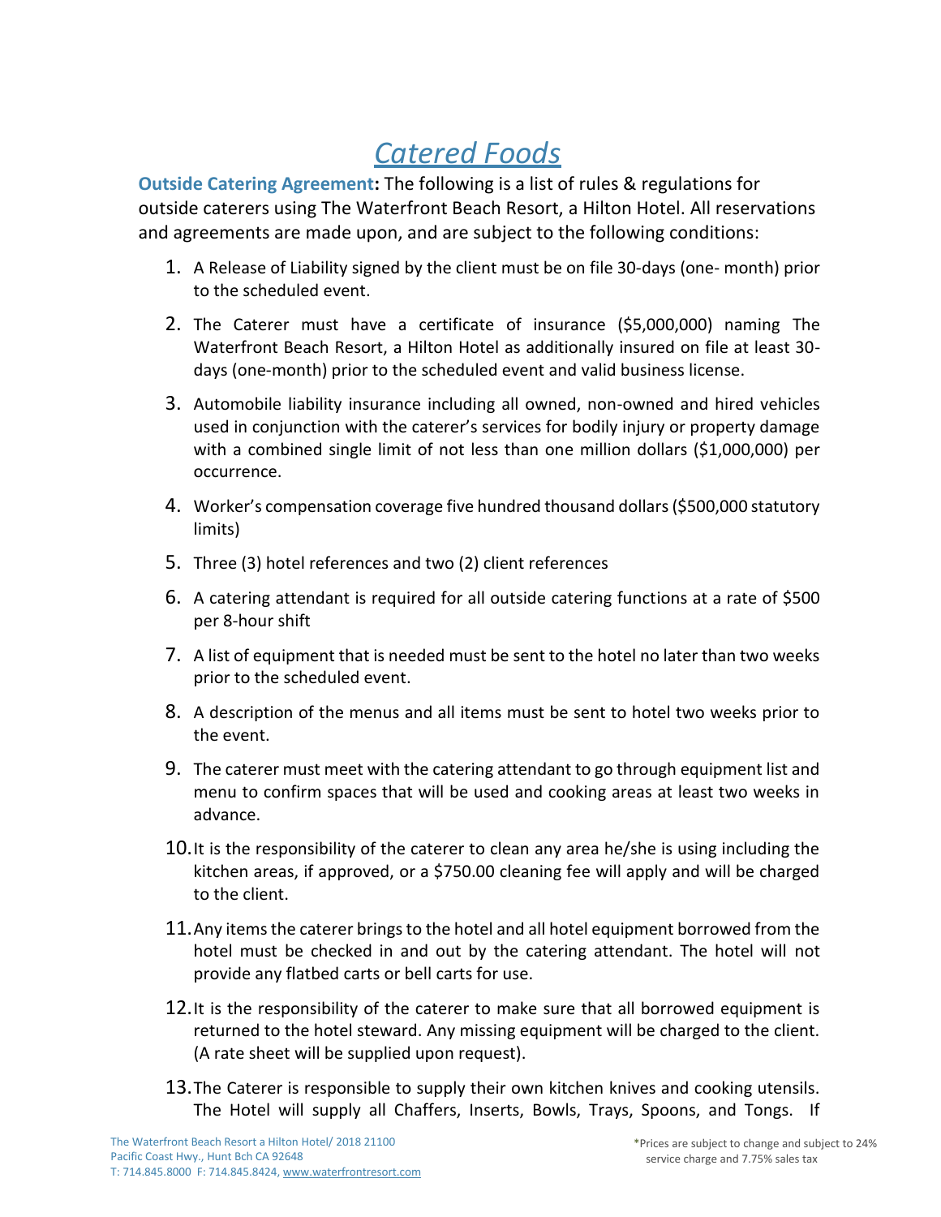# *Catered Foods*

**Outside Catering Agreement:** The following is a list of rules & regulations for outside caterers using The Waterfront Beach Resort, a Hilton Hotel. All reservations and agreements are made upon, and are subject to the following conditions:

1. A Release of Liability signed by the client must be on file 30-days (one- month) prior to the scheduled event.
2. The Caterer must have a certificate of insurance ($5,000,000) naming The Waterfront Beach Resort, a Hilton Hotel as additionally insured on file at least 30-days (one-month) prior to the scheduled event and valid business license.
3. Automobile liability insurance including all owned, non-owned and hired vehicles used in conjunction with the caterer's services for bodily injury or property damage with a combined single limit of not less than one million dollars ($1,000,000) per occurrence.
4. Worker's compensation coverage five hundred thousand dollars ($500,000 statutory limits)
5. Three (3) hotel references and two (2) client references
6. A catering attendant is required for all outside catering functions at a rate of $500 per 8-hour shift
7. A list of equipment that is needed must be sent to the hotel no later than two weeks prior to the scheduled event.
8. A description of the menus and all items must be sent to hotel two weeks prior to the event.
9. The caterer must meet with the catering attendant to go through equipment list and menu to confirm spaces that will be used and cooking areas at least two weeks in advance.
10. It is the responsibility of the caterer to clean any area he/she is using including the kitchen areas, if approved, or a $750.00 cleaning fee will apply and will be charged to the client.
11. Any items the caterer brings to the hotel and all hotel equipment borrowed from the hotel must be checked in and out by the catering attendant. The hotel will not provide any flatbed carts or bell carts for use.
12. It is the responsibility of the caterer to make sure that all borrowed equipment is returned to the hotel steward. Any missing equipment will be charged to the client. (A rate sheet will be supplied upon request).
13. The Caterer is responsible to supply their own kitchen knives and cooking utensils. The Hotel will supply all Chaffers, Inserts, Bowls, Trays, Spoons, and Tongs. If

*Prices are subject to change and subject to 24% service charge and 7.75% sales tax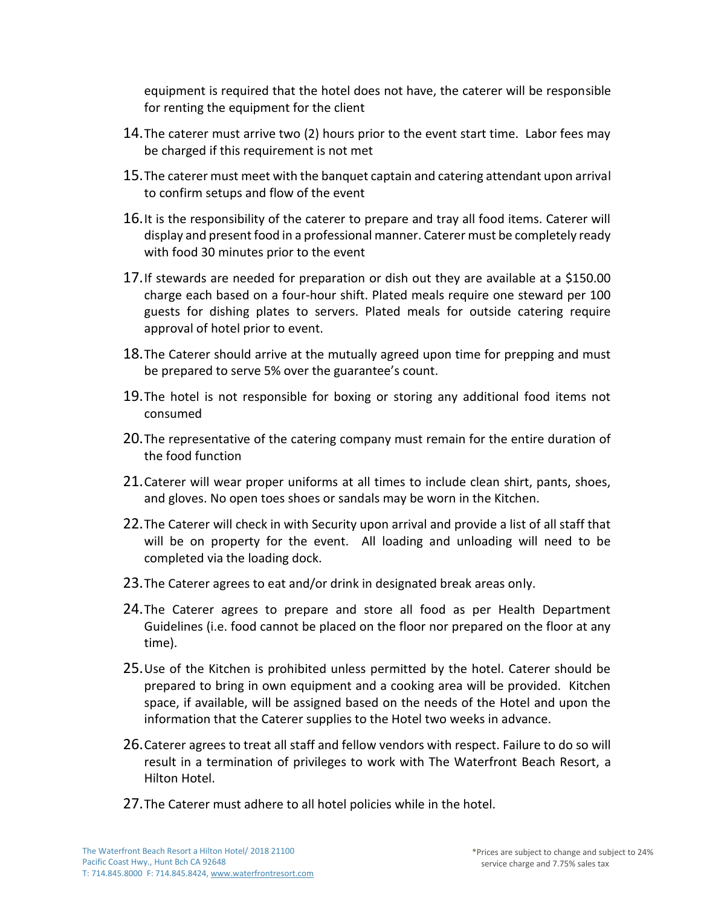equipment is required that the hotel does not have, the caterer will be responsible for renting the equipment for the client

14. The caterer must arrive two (2) hours prior to the event start time. Labor fees may be charged if this requirement is not met
15. The caterer must meet with the banquet captain and catering attendant upon arrival to confirm setups and flow of the event
16. It is the responsibility of the caterer to prepare and tray all food items. Caterer will display and present food in a professional manner. Caterer must be completely ready with food 30 minutes prior to the event
17. If stewards are needed for preparation or dish out they are available at a $150.00 charge each based on a four-hour shift. Plated meals require one steward per 100 guests for dishing plates to servers. Plated meals for outside catering require approval of hotel prior to event.
18. The Caterer should arrive at the mutually agreed upon time for prepping and must be prepared to serve 5% over the guarantee's count.
19. The hotel is not responsible for boxing or storing any additional food items not consumed
20. The representative of the catering company must remain for the entire duration of the food function
21. Caterer will wear proper uniforms at all times to include clean shirt, pants, shoes, and gloves. No open toes shoes or sandals may be worn in the Kitchen.
22. The Caterer will check in with Security upon arrival and provide a list of all staff that will be on property for the event. All loading and unloading will need to be completed via the loading dock.
23. The Caterer agrees to eat and/or drink in designated break areas only.
24. The Caterer agrees to prepare and store all food as per Health Department Guidelines (i.e. food cannot be placed on the floor nor prepared on the floor at any time).
25. Use of the Kitchen is prohibited unless permitted by the hotel. Caterer should be prepared to bring in own equipment and a cooking area will be provided. Kitchen space, if available, will be assigned based on the needs of the Hotel and upon the information that the Caterer supplies to the Hotel two weeks in advance.
26. Caterer agrees to treat all staff and fellow vendors with respect. Failure to do so will result in a termination of privileges to work with The Waterfront Beach Resort, a Hilton Hotel.
27. The Caterer must adhere to all hotel policies while in the hotel.

The Waterfront Beach Resort a Hilton Hotel/ 2018 21100 Pacific Coast Hwy., Hunt Bch CA 92648
T: 714.845.8000 F: 714.845.8424, www.waterfrontresort.com

*Prices are subject to change and subject to 24% service charge and 7.75% sales tax